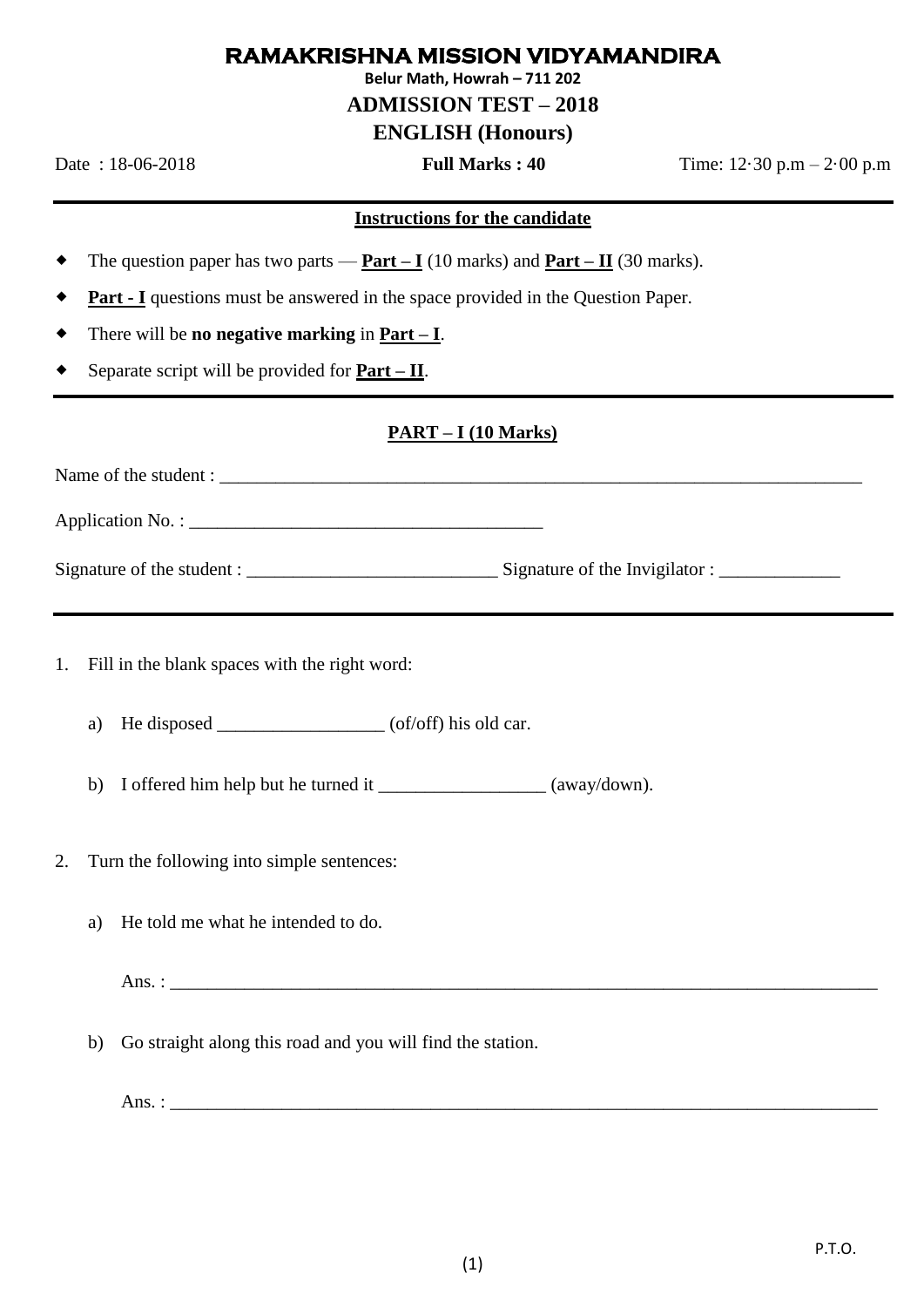# RAMAKRISHNA MISSION VIDYAMANDIRA

**Belur Math, Howrah – 711 202**

## ADMISSION TEST – 2018

## ENGLISH (Honours)

Date : 18-06-2018 **Full Marks : 40** Time: 12·30 p.m – 2·00 p.m

---

**Instructions for the candidate**

- The question paper has two parts — **Part – I** (10 marks) and **Part – II** (30 marks).
- **Part - I** questions must be answered in the space provided in the Question Paper.
- There will be **no negative marking** in **Part – I**.
- Separate script will be provided for **Part – II**.

---

**PART – I (10 Marks)**

Name of the student : ______________________________________________________________________

Application No. : ______________________________________

Signature of the student : ___________________________ Signature of the Invigilator : _____________

---

1. Fill in the blank spaces with the right word:

   a) He disposed __________________ (of/off) his old car.

   b) I offered him help but he turned it __________________ (away/down).

2. Turn the following into simple sentences:

   a) He told me what he intended to do.

      Ans. : ______________________________________________________________________________

   b) Go straight along this road and you will find the station.

      Ans. : ______________________________________________________________________________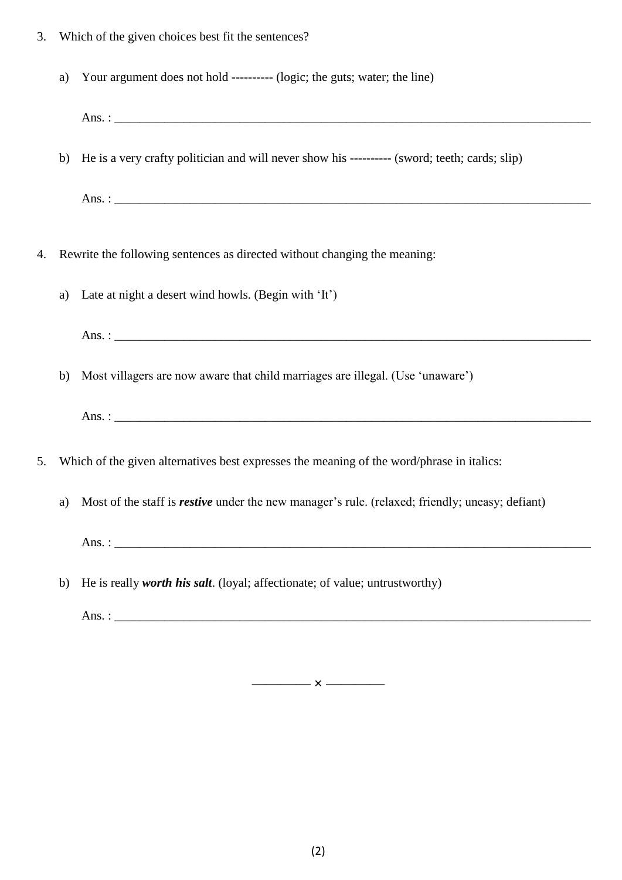3. Which of the given choices best fit the sentences?

   a) Your argument does not hold ---------- (logic; the guts; water; the line)

      Ans. : ________________________________________________________________

   b) He is a very crafty politician and will never show his ---------- (sword; teeth; cards; slip)

      Ans. : ________________________________________________________________

4. Rewrite the following sentences as directed without changing the meaning:

   a) Late at night a desert wind howls. (Begin with 'It')

      Ans. : ________________________________________________________________

   b) Most villagers are now aware that child marriages are illegal. (Use 'unaware')

      Ans. : ________________________________________________________________

5. Which of the given alternatives best expresses the meaning of the word/phrase in italics:

   a) Most of the staff is ***restive*** under the new manager's rule. (relaxed; friendly; uneasy; defiant)

      Ans. : ________________________________________________________________

   b) He is really ***worth his salt***. (loyal; affectionate; of value; untrustworthy)

      Ans. : ________________________________________________________________

——— × ———